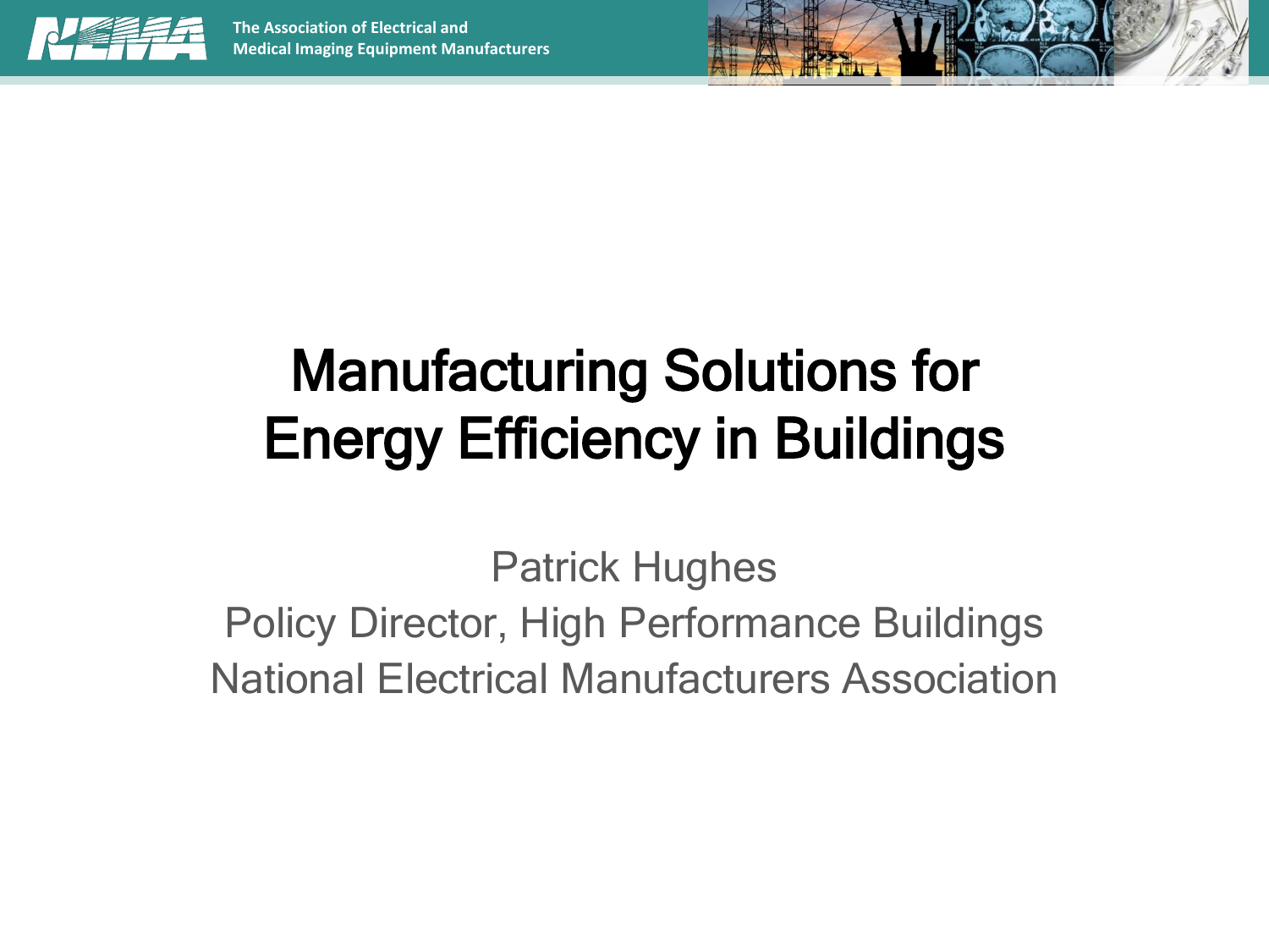The Association of Electrical and Medical Imaging Equipment Manufacturers

# Manufacturing Solutions for Energy Efficiency in Buildings

Patrick Hughes

Policy Director, High Performance Buildings

National Electrical Manufacturers Association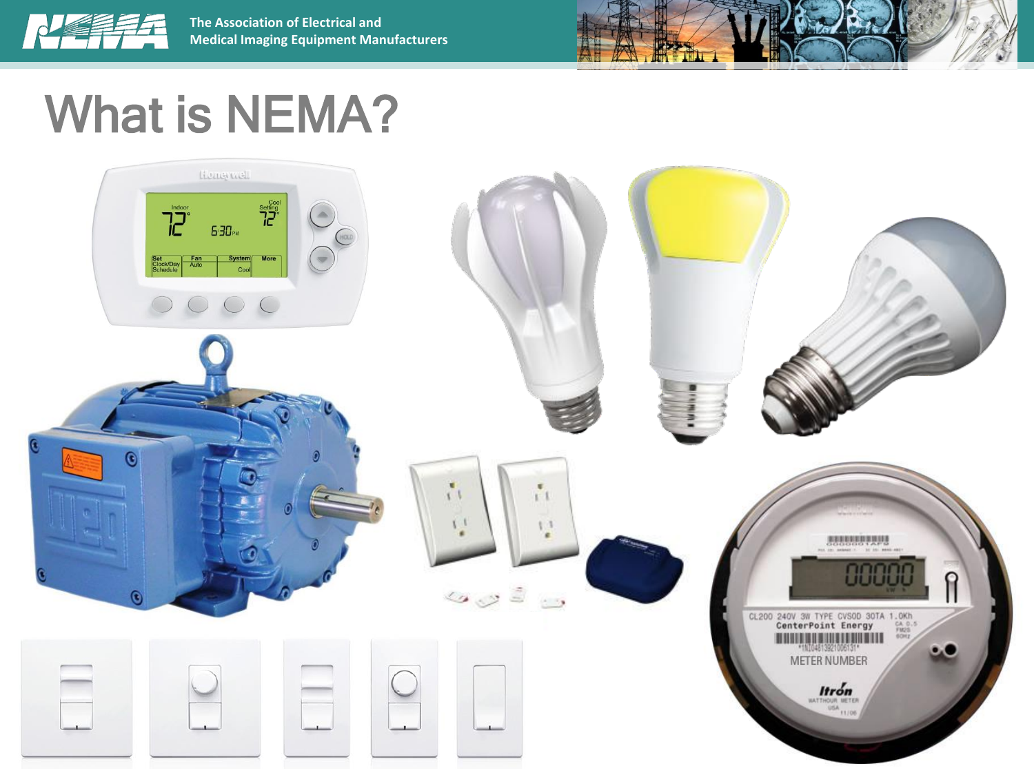# What is NEMA?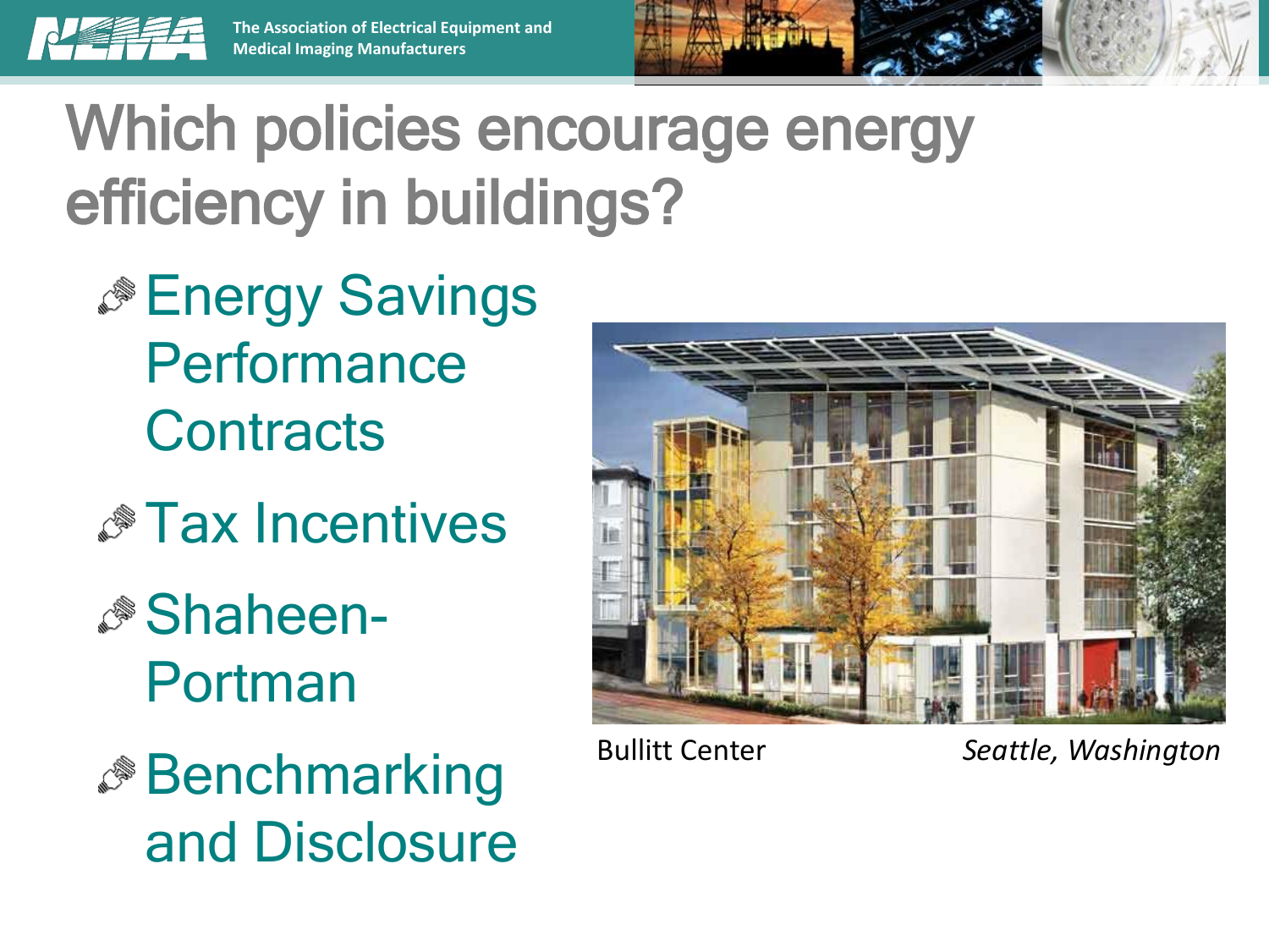# Which policies encourage energy efficiency in buildings?

- Energy Savings Performance Contracts
- Tax Incentives
- Shaheen-Portman
- Benchmarking and Disclosure

Bullitt Center *Seattle, Washington*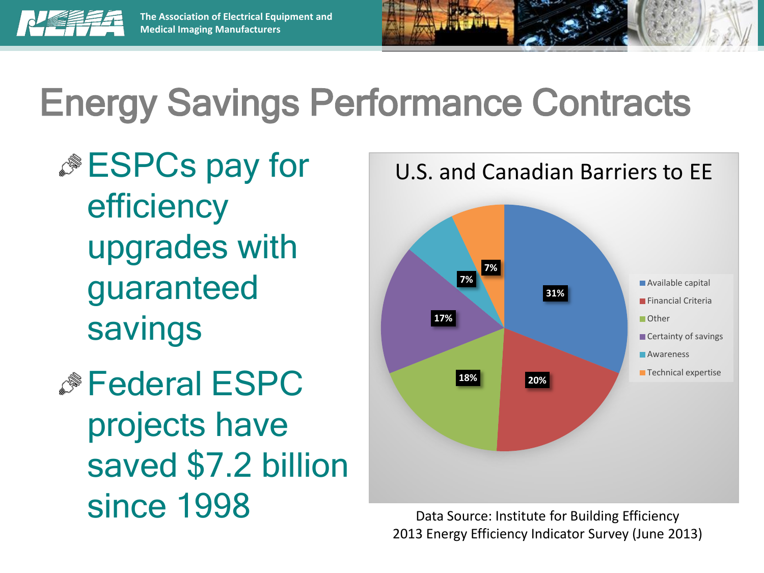# Energy Savings Performance Contracts

- ESPCs pay for efficiency upgrades with guaranteed savings
- Federal ESPC projects have saved $7.2 billion since 1998

**U.S. and Canadian Barriers to EE**

| Barrier | Share |
| --- | --- |
| Available capital | 31% |
| Financial Criteria | 20% |
| Other | 18% |
| Certainty of savings | 17% |
| Awareness | 7% |
| Technical expertise | 7% |

Data Source: Institute for Building Efficiency 2013 Energy Efficiency Indicator Survey (June 2013)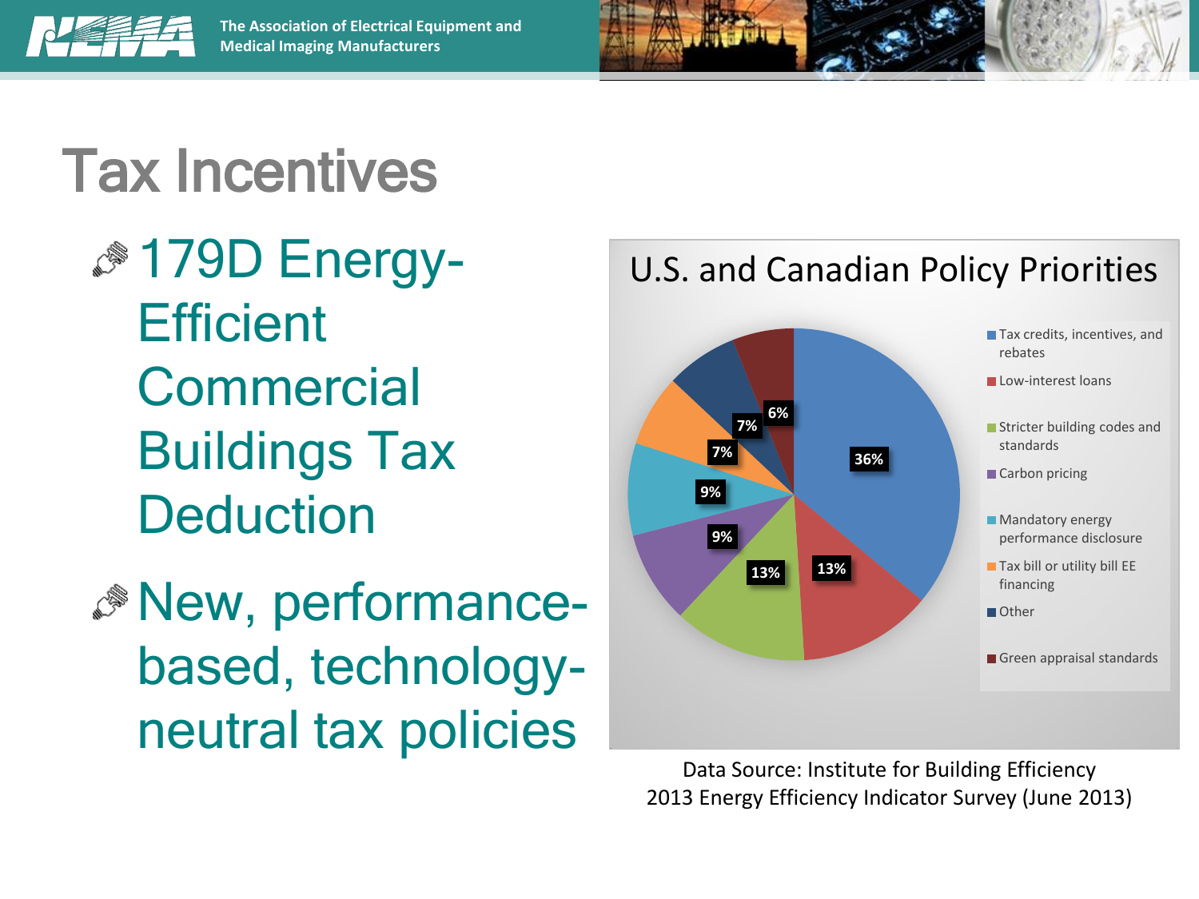# Tax Incentives

- 179D Energy-Efficient Commercial Buildings Tax Deduction
- New, performance-based, technology-neutral tax policies

**U.S. and Canadian Policy Priorities**

| Policy | Share |
|---|---|
| Tax credits, incentives, and rebates | 36% |
| Low-interest loans | 13% |
| Stricter building codes and standards | 13% |
| Carbon pricing | 9% |
| Mandatory energy performance disclosure | 9% |
| Tax bill or utility bill EE financing | 7% |
| Other | 7% |
| Green appraisal standards | 6% |

Data Source: Institute for Building Efficiency 2013 Energy Efficiency Indicator Survey (June 2013)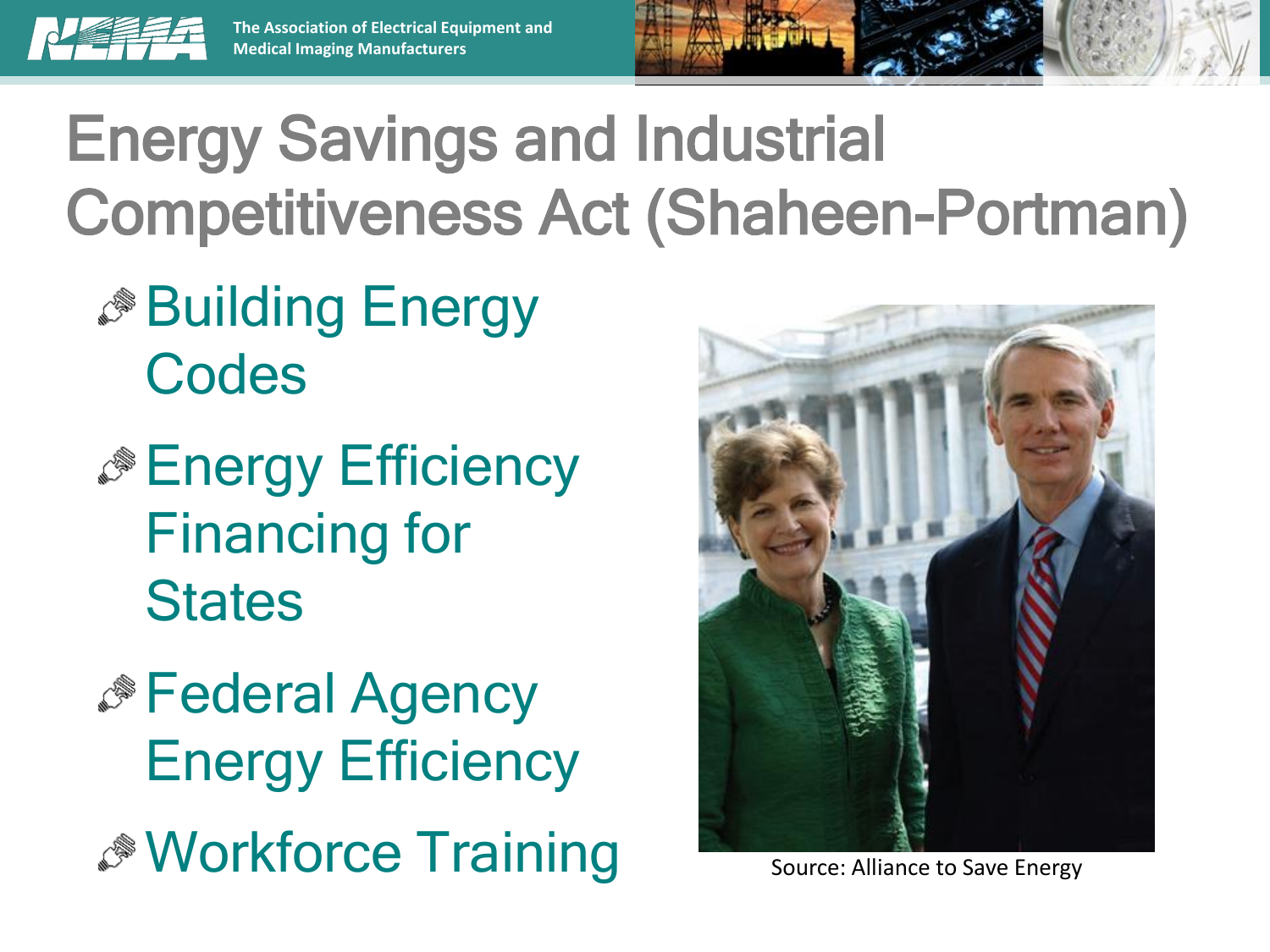# Energy Savings and Industrial Competitiveness Act (Shaheen-Portman)

- Building Energy Codes
- Energy Efficiency Financing for States
- Federal Agency Energy Efficiency
- Workforce Training

Source: Alliance to Save Energy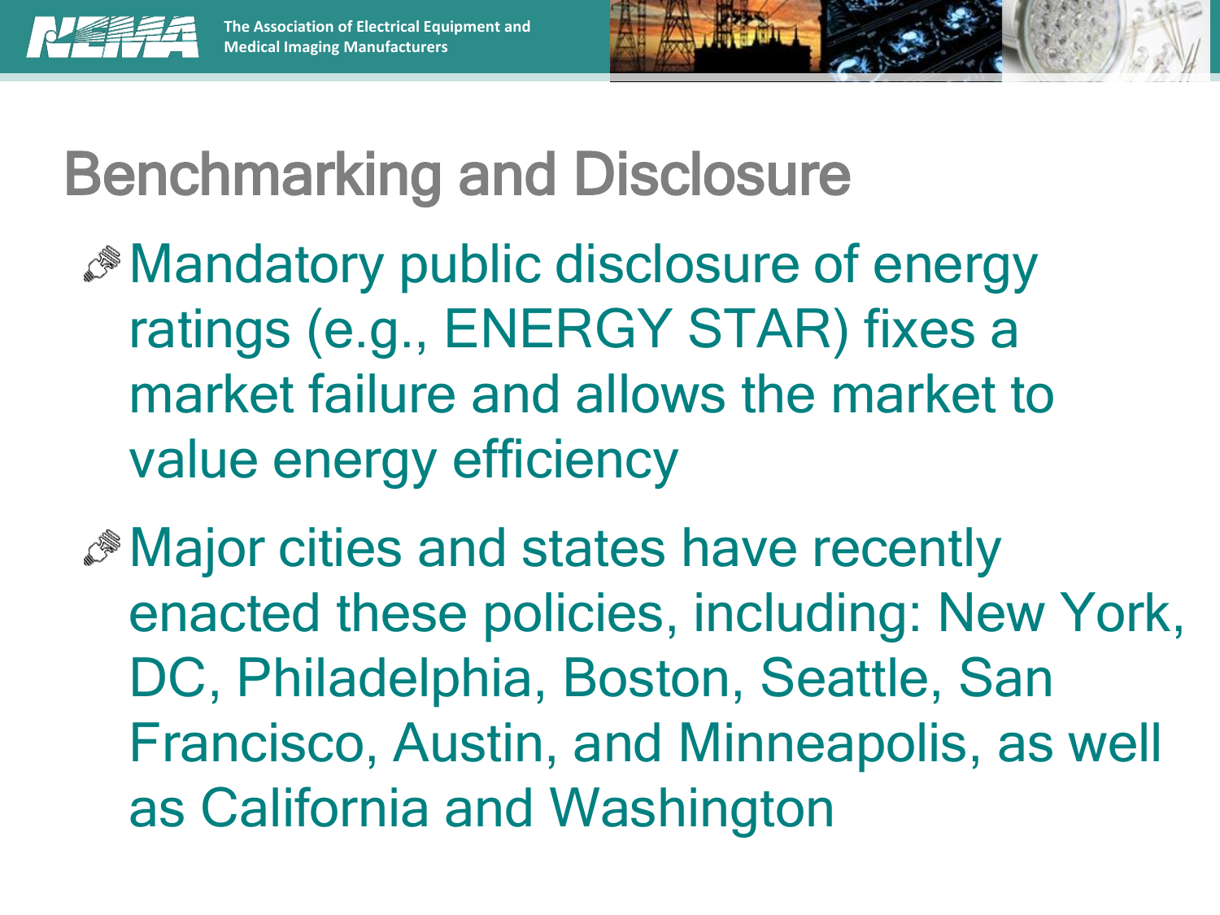# Benchmarking and Disclosure

- Mandatory public disclosure of energy ratings (e.g., ENERGY STAR) fixes a market failure and allows the market to value energy efficiency
- Major cities and states have recently enacted these policies, including: New York, DC, Philadelphia, Boston, Seattle, San Francisco, Austin, and Minneapolis, as well as California and Washington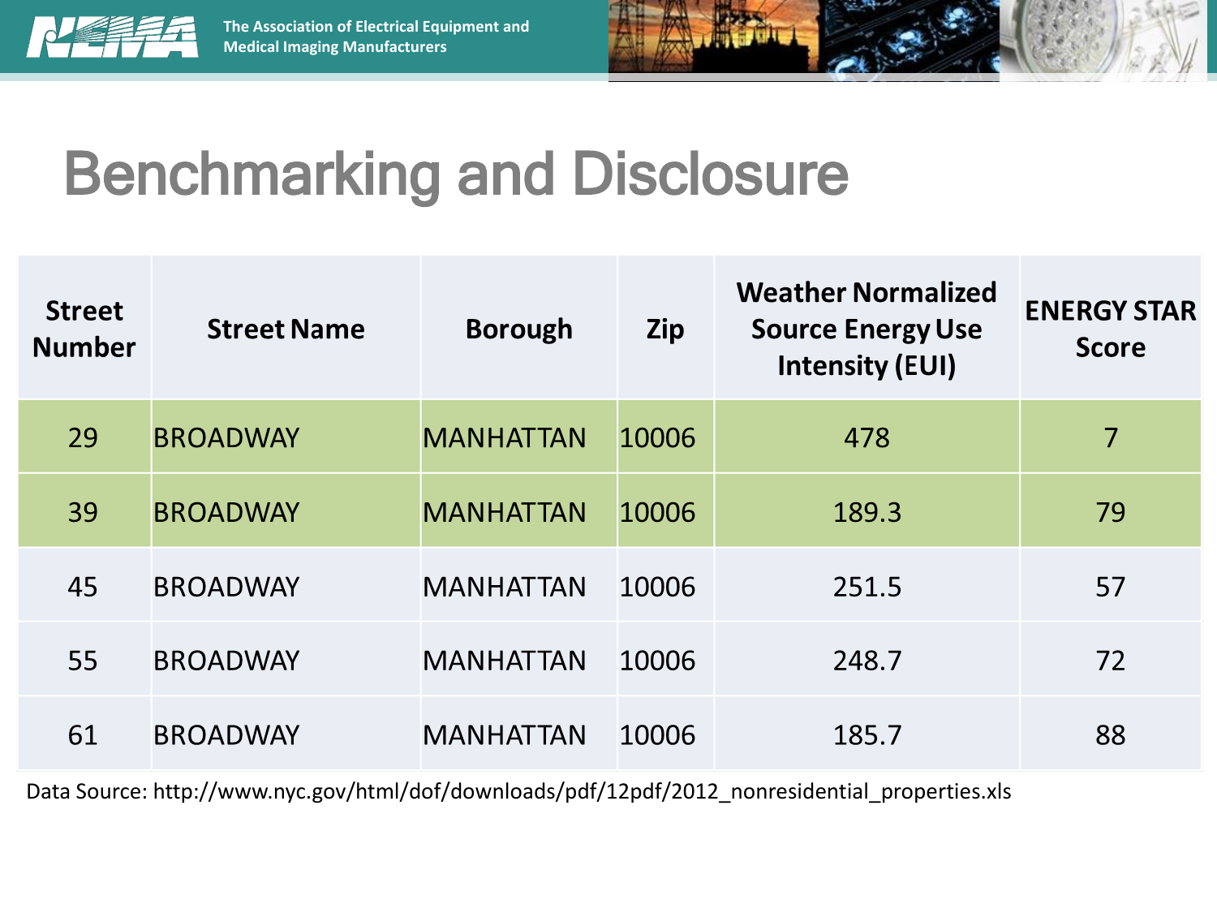# Benchmarking and Disclosure

| Street Number | Street Name | Borough | Zip | Weather Normalized Source Energy Use Intensity (EUI) | ENERGY STAR Score |
|---|---|---|---|---|---|
| 29 | BROADWAY | MANHATTAN | 10006 | 478 | 7 |
| 39 | BROADWAY | MANHATTAN | 10006 | 189.3 | 79 |
| 45 | BROADWAY | MANHATTAN | 10006 | 251.5 | 57 |
| 55 | BROADWAY | MANHATTAN | 10006 | 248.7 | 72 |
| 61 | BROADWAY | MANHATTAN | 10006 | 185.7 | 88 |

Data Source: http://www.nyc.gov/html/dof/downloads/pdf/12pdf/2012_nonresidential_properties.xls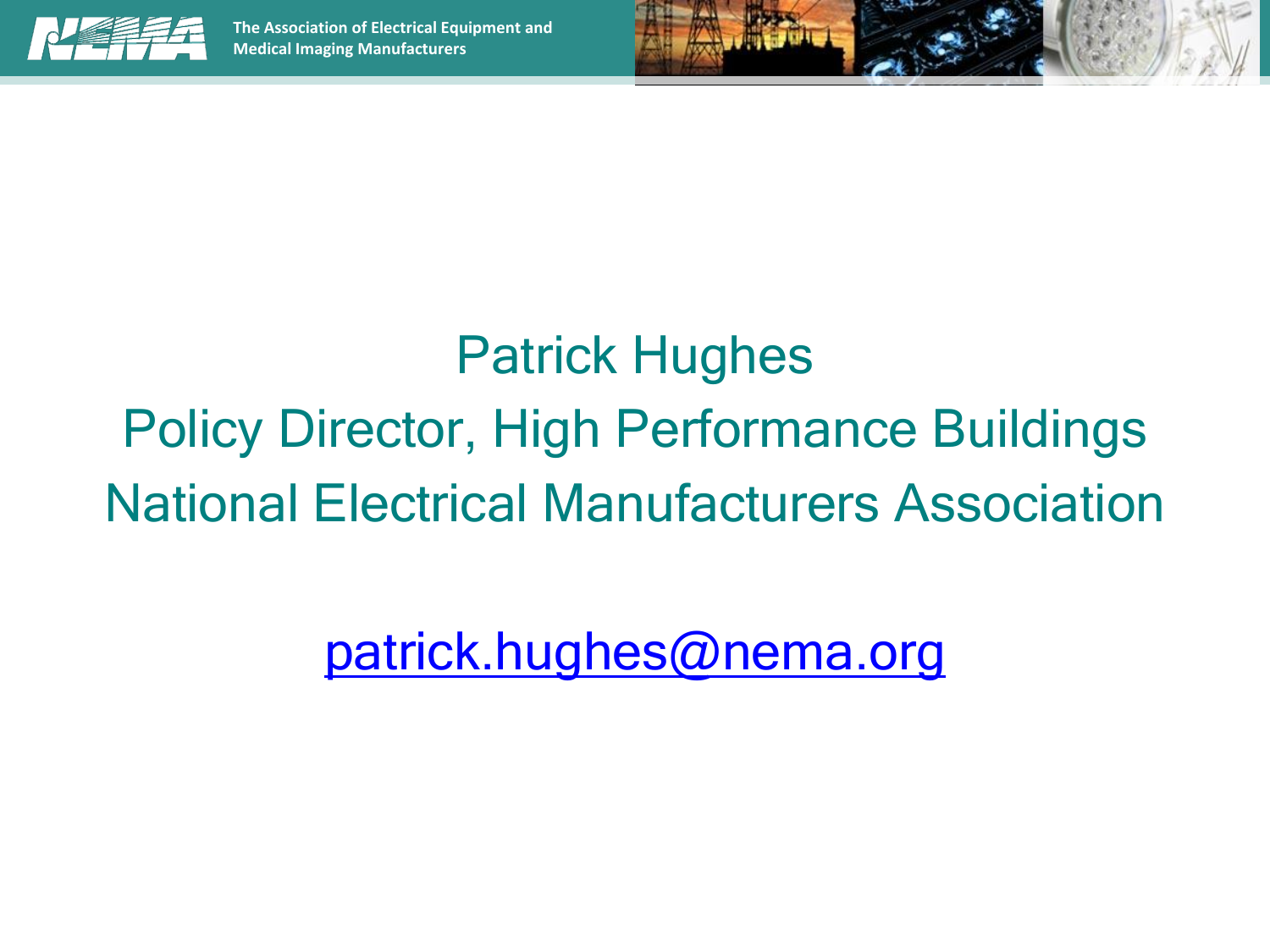Patrick Hughes

Policy Director, High Performance Buildings

National Electrical Manufacturers Association

[patrick.hughes@nema.org](mailto:patrick.hughes@nema.org)